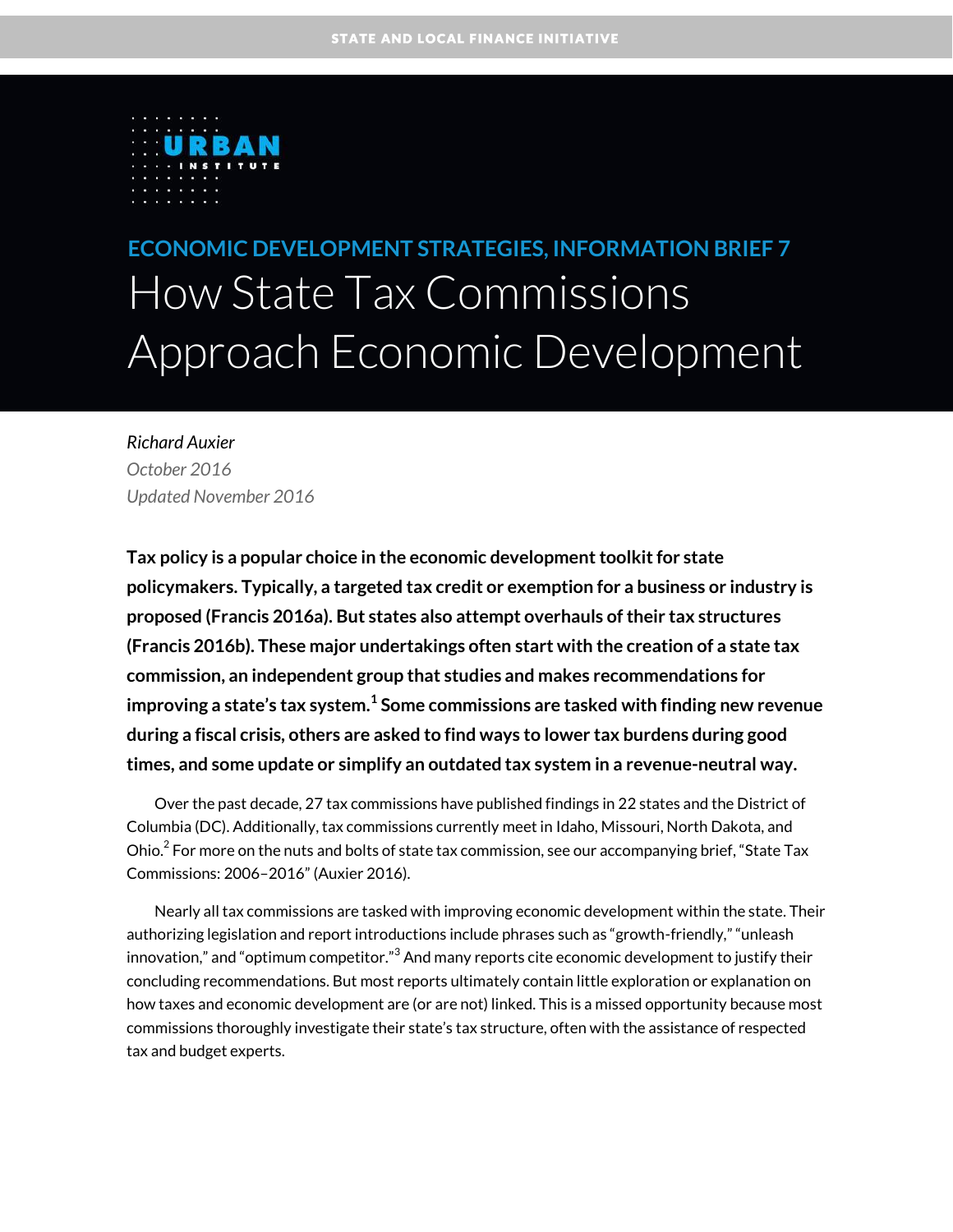STATE AND LOCAL FINANCE INITIATIVE

URBAN INSTITUTE

## ECONOMIC DEVELOPMENT STRATEGIES, INFORMATION BRIEF 7

# How State Tax Commissions Approach Economic Development

*Richard Auxier*

*October 2016*

*Updated November 2016*

**Tax policy is a popular choice in the economic development toolkit for state policymakers. Typically, a targeted tax credit or exemption for a business or industry is proposed (Francis 2016a). But states also attempt overhauls of their tax structures (Francis 2016b). These major undertakings often start with the creation of a state tax commission, an independent group that studies and makes recommendations for improving a state's tax system.[1] Some commissions are tasked with finding new revenue during a fiscal crisis, others are asked to find ways to lower tax burdens during good times, and some update or simplify an outdated tax system in a revenue-neutral way.**

Over the past decade, 27 tax commissions have published findings in 22 states and the District of Columbia (DC). Additionally, tax commissions currently meet in Idaho, Missouri, North Dakota, and Ohio.[2] For more on the nuts and bolts of state tax commission, see our accompanying brief, "State Tax Commissions: 2006–2016" (Auxier 2016).

Nearly all tax commissions are tasked with improving economic development within the state. Their authorizing legislation and report introductions include phrases such as "growth-friendly," "unleash innovation," and "optimum competitor."[3] And many reports cite economic development to justify their concluding recommendations. But most reports ultimately contain little exploration or explanation on how taxes and economic development are (or are not) linked. This is a missed opportunity because most commissions thoroughly investigate their state's tax structure, often with the assistance of respected tax and budget experts.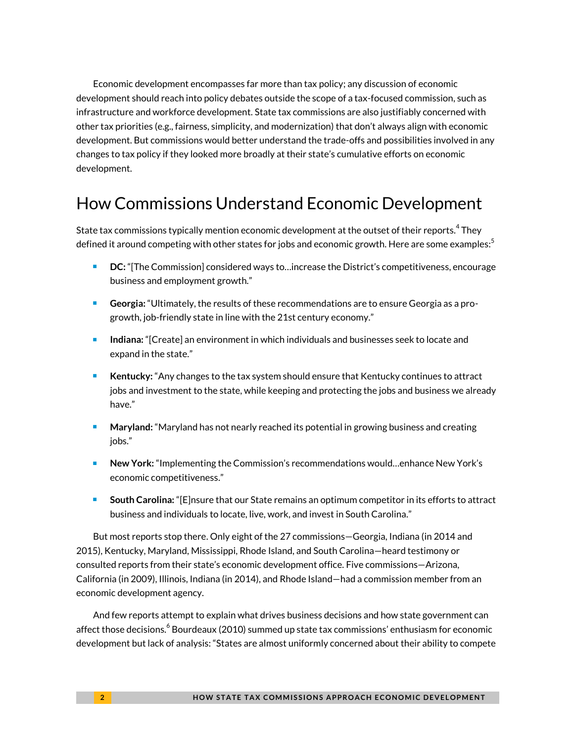Economic development encompasses far more than tax policy; any discussion of economic development should reach into policy debates outside the scope of a tax-focused commission, such as infrastructure and workforce development. State tax commissions are also justifiably concerned with other tax priorities (e.g., fairness, simplicity, and modernization) that don't always align with economic development. But commissions would better understand the trade-offs and possibilities involved in any changes to tax policy if they looked more broadly at their state's cumulative efforts on economic development.

## How Commissions Understand Economic Development

State tax commissions typically mention economic development at the outset of their reports.[4] They defined it around competing with other states for jobs and economic growth. Here are some examples:[5]

- **DC:** "[The Commission] considered ways to…increase the District's competitiveness, encourage business and employment growth."
- **Georgia:** "Ultimately, the results of these recommendations are to ensure Georgia as a pro-growth, job-friendly state in line with the 21st century economy."
- **Indiana:** "[Create] an environment in which individuals and businesses seek to locate and expand in the state."
- **Kentucky:** "Any changes to the tax system should ensure that Kentucky continues to attract jobs and investment to the state, while keeping and protecting the jobs and business we already have."
- **Maryland:** "Maryland has not nearly reached its potential in growing business and creating jobs."
- **New York:** "Implementing the Commission's recommendations would…enhance New York's economic competitiveness."
- **South Carolina:** "[E]nsure that our State remains an optimum competitor in its efforts to attract business and individuals to locate, live, work, and invest in South Carolina."

But most reports stop there. Only eight of the 27 commissions—Georgia, Indiana (in 2014 and 2015), Kentucky, Maryland, Mississippi, Rhode Island, and South Carolina—heard testimony or consulted reports from their state's economic development office. Five commissions—Arizona, California (in 2009), Illinois, Indiana (in 2014), and Rhode Island—had a commission member from an economic development agency.

And few reports attempt to explain what drives business decisions and how state government can affect those decisions.[6] Bourdeaux (2010) summed up state tax commissions' enthusiasm for economic development but lack of analysis: "States are almost uniformly concerned about their ability to compete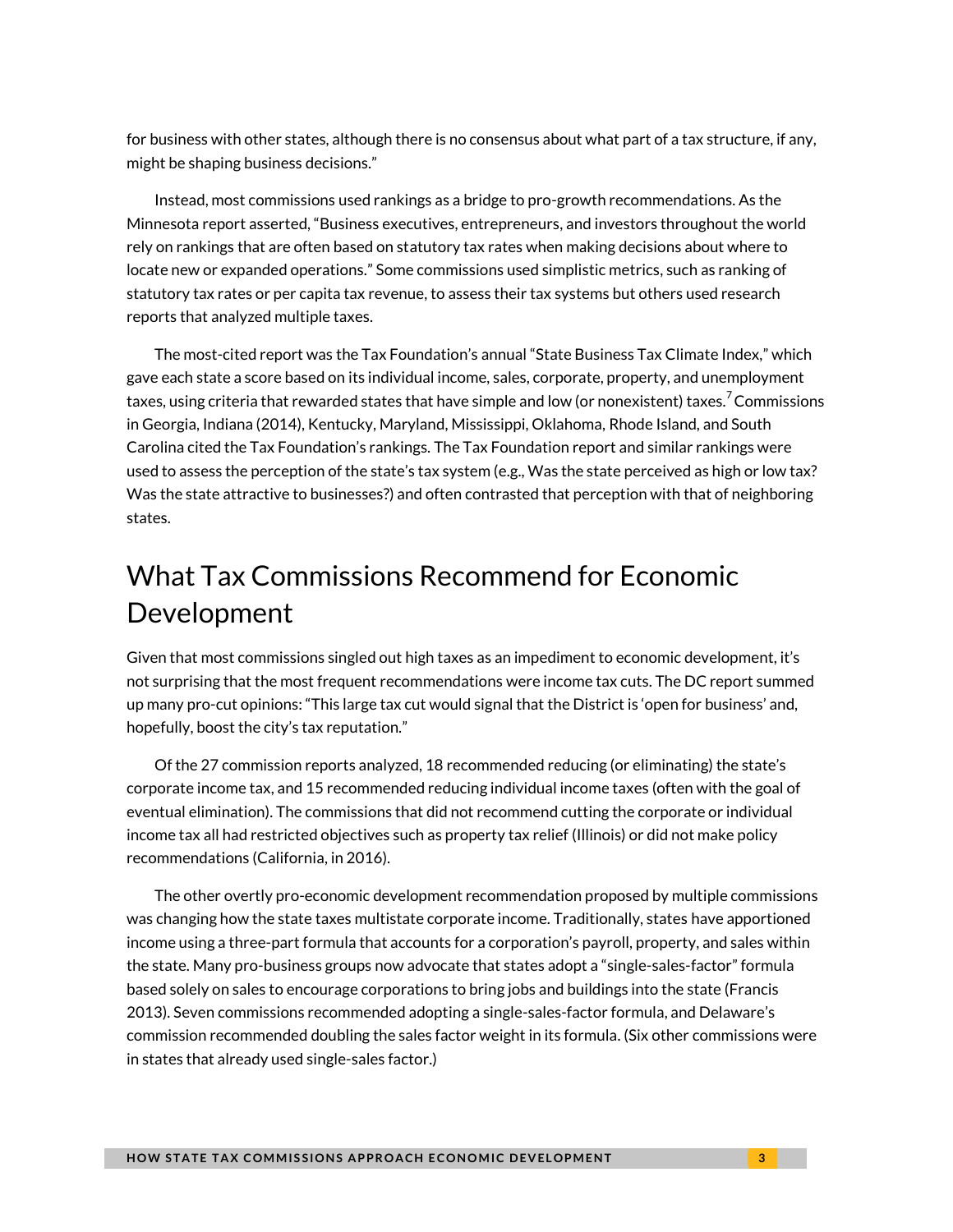for business with other states, although there is no consensus about what part of a tax structure, if any, might be shaping business decisions."

Instead, most commissions used rankings as a bridge to pro-growth recommendations. As the Minnesota report asserted, "Business executives, entrepreneurs, and investors throughout the world rely on rankings that are often based on statutory tax rates when making decisions about where to locate new or expanded operations." Some commissions used simplistic metrics, such as ranking of statutory tax rates or per capita tax revenue, to assess their tax systems but others used research reports that analyzed multiple taxes.

The most-cited report was the Tax Foundation's annual "State Business Tax Climate Index," which gave each state a score based on its individual income, sales, corporate, property, and unemployment taxes, using criteria that rewarded states that have simple and low (or nonexistent) taxes.[7] Commissions in Georgia, Indiana (2014), Kentucky, Maryland, Mississippi, Oklahoma, Rhode Island, and South Carolina cited the Tax Foundation's rankings. The Tax Foundation report and similar rankings were used to assess the perception of the state's tax system (e.g., Was the state perceived as high or low tax? Was the state attractive to businesses?) and often contrasted that perception with that of neighboring states.

## What Tax Commissions Recommend for Economic Development

Given that most commissions singled out high taxes as an impediment to economic development, it's not surprising that the most frequent recommendations were income tax cuts. The DC report summed up many pro-cut opinions: "This large tax cut would signal that the District is 'open for business' and, hopefully, boost the city's tax reputation."

Of the 27 commission reports analyzed, 18 recommended reducing (or eliminating) the state's corporate income tax, and 15 recommended reducing individual income taxes (often with the goal of eventual elimination). The commissions that did not recommend cutting the corporate or individual income tax all had restricted objectives such as property tax relief (Illinois) or did not make policy recommendations (California, in 2016).

The other overtly pro-economic development recommendation proposed by multiple commissions was changing how the state taxes multistate corporate income. Traditionally, states have apportioned income using a three-part formula that accounts for a corporation's payroll, property, and sales within the state. Many pro-business groups now advocate that states adopt a "single-sales-factor" formula based solely on sales to encourage corporations to bring jobs and buildings into the state (Francis 2013). Seven commissions recommended adopting a single-sales-factor formula, and Delaware's commission recommended doubling the sales factor weight in its formula. (Six other commissions were in states that already used single-sales factor.)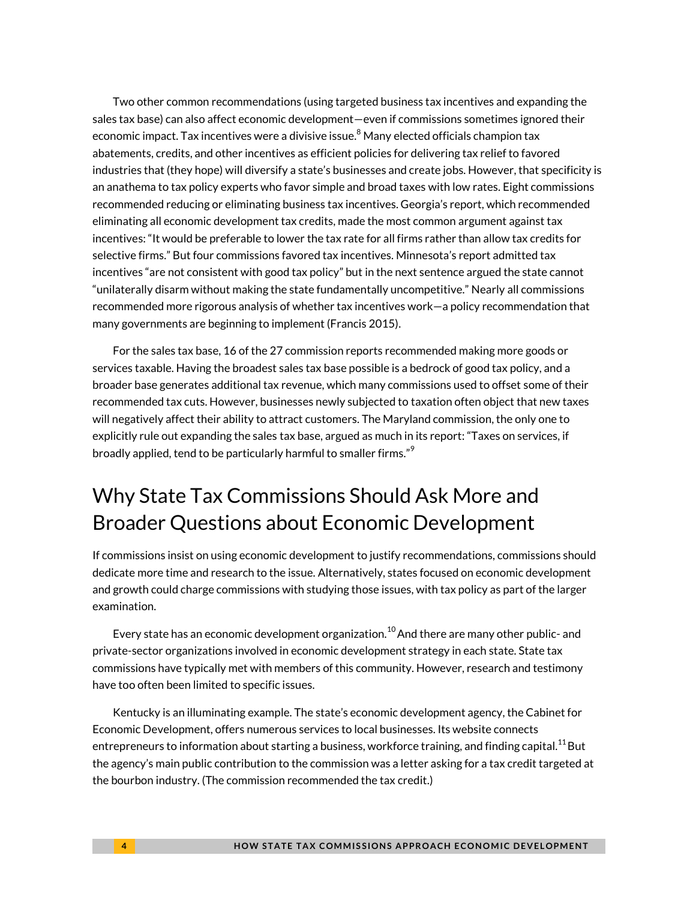Two other common recommendations (using targeted business tax incentives and expanding the sales tax base) can also affect economic development—even if commissions sometimes ignored their economic impact. Tax incentives were a divisive issue.[8] Many elected officials champion tax abatements, credits, and other incentives as efficient policies for delivering tax relief to favored industries that (they hope) will diversify a state's businesses and create jobs. However, that specificity is an anathema to tax policy experts who favor simple and broad taxes with low rates. Eight commissions recommended reducing or eliminating business tax incentives. Georgia's report, which recommended eliminating all economic development tax credits, made the most common argument against tax incentives: "It would be preferable to lower the tax rate for all firms rather than allow tax credits for selective firms." But four commissions favored tax incentives. Minnesota's report admitted tax incentives "are not consistent with good tax policy" but in the next sentence argued the state cannot "unilaterally disarm without making the state fundamentally uncompetitive." Nearly all commissions recommended more rigorous analysis of whether tax incentives work—a policy recommendation that many governments are beginning to implement (Francis 2015).

For the sales tax base, 16 of the 27 commission reports recommended making more goods or services taxable. Having the broadest sales tax base possible is a bedrock of good tax policy, and a broader base generates additional tax revenue, which many commissions used to offset some of their recommended tax cuts. However, businesses newly subjected to taxation often object that new taxes will negatively affect their ability to attract customers. The Maryland commission, the only one to explicitly rule out expanding the sales tax base, argued as much in its report: "Taxes on services, if broadly applied, tend to be particularly harmful to smaller firms."[9]

## Why State Tax Commissions Should Ask More and Broader Questions about Economic Development

If commissions insist on using economic development to justify recommendations, commissions should dedicate more time and research to the issue. Alternatively, states focused on economic development and growth could charge commissions with studying those issues, with tax policy as part of the larger examination.

Every state has an economic development organization.[10] And there are many other public- and private-sector organizations involved in economic development strategy in each state. State tax commissions have typically met with members of this community. However, research and testimony have too often been limited to specific issues.

Kentucky is an illuminating example. The state's economic development agency, the Cabinet for Economic Development, offers numerous services to local businesses. Its website connects entrepreneurs to information about starting a business, workforce training, and finding capital.[11] But the agency's main public contribution to the commission was a letter asking for a tax credit targeted at the bourbon industry. (The commission recommended the tax credit.)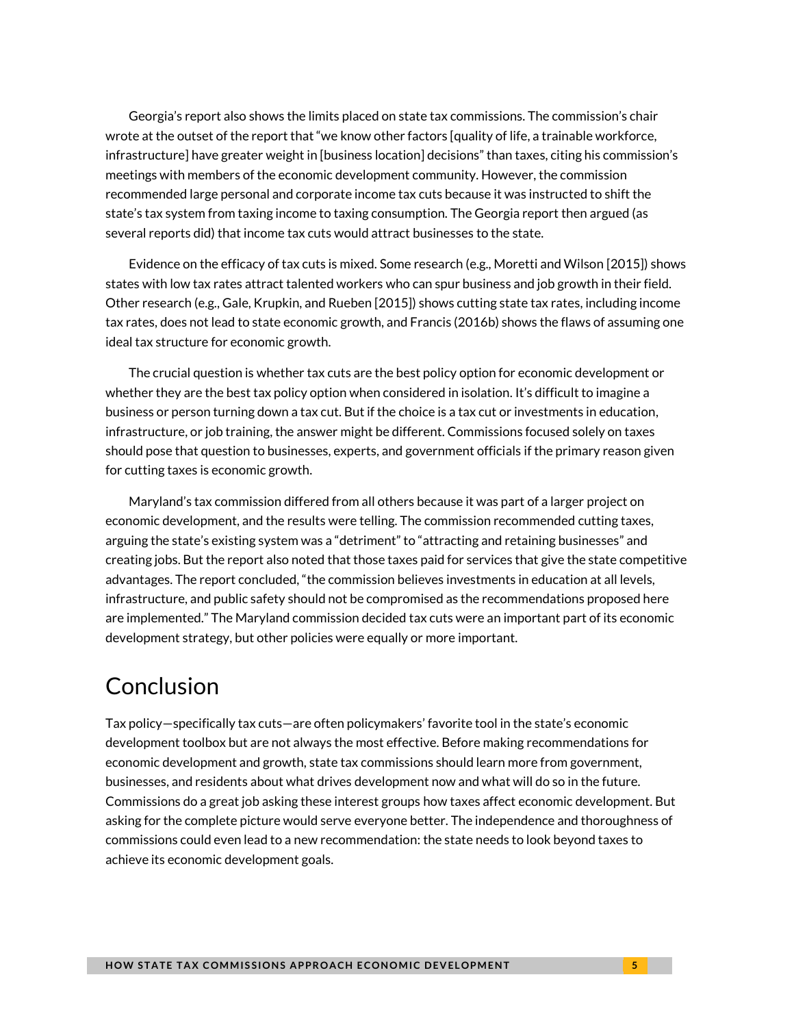Georgia's report also shows the limits placed on state tax commissions. The commission's chair wrote at the outset of the report that "we know other factors [quality of life, a trainable workforce, infrastructure] have greater weight in [business location] decisions" than taxes, citing his commission's meetings with members of the economic development community. However, the commission recommended large personal and corporate income tax cuts because it was instructed to shift the state's tax system from taxing income to taxing consumption. The Georgia report then argued (as several reports did) that income tax cuts would attract businesses to the state.

Evidence on the efficacy of tax cuts is mixed. Some research (e.g., Moretti and Wilson [2015]) shows states with low tax rates attract talented workers who can spur business and job growth in their field. Other research (e.g., Gale, Krupkin, and Rueben [2015]) shows cutting state tax rates, including income tax rates, does not lead to state economic growth, and Francis (2016b) shows the flaws of assuming one ideal tax structure for economic growth.

The crucial question is whether tax cuts are the best policy option for economic development or whether they are the best tax policy option when considered in isolation. It's difficult to imagine a business or person turning down a tax cut. But if the choice is a tax cut or investments in education, infrastructure, or job training, the answer might be different. Commissions focused solely on taxes should pose that question to businesses, experts, and government officials if the primary reason given for cutting taxes is economic growth.

Maryland's tax commission differed from all others because it was part of a larger project on economic development, and the results were telling. The commission recommended cutting taxes, arguing the state's existing system was a "detriment" to "attracting and retaining businesses" and creating jobs. But the report also noted that those taxes paid for services that give the state competitive advantages. The report concluded, "the commission believes investments in education at all levels, infrastructure, and public safety should not be compromised as the recommendations proposed here are implemented." The Maryland commission decided tax cuts were an important part of its economic development strategy, but other policies were equally or more important.

## Conclusion

Tax policy—specifically tax cuts—are often policymakers' favorite tool in the state's economic development toolbox but are not always the most effective. Before making recommendations for economic development and growth, state tax commissions should learn more from government, businesses, and residents about what drives development now and what will do so in the future. Commissions do a great job asking these interest groups how taxes affect economic development. But asking for the complete picture would serve everyone better. The independence and thoroughness of commissions could even lead to a new recommendation: the state needs to look beyond taxes to achieve its economic development goals.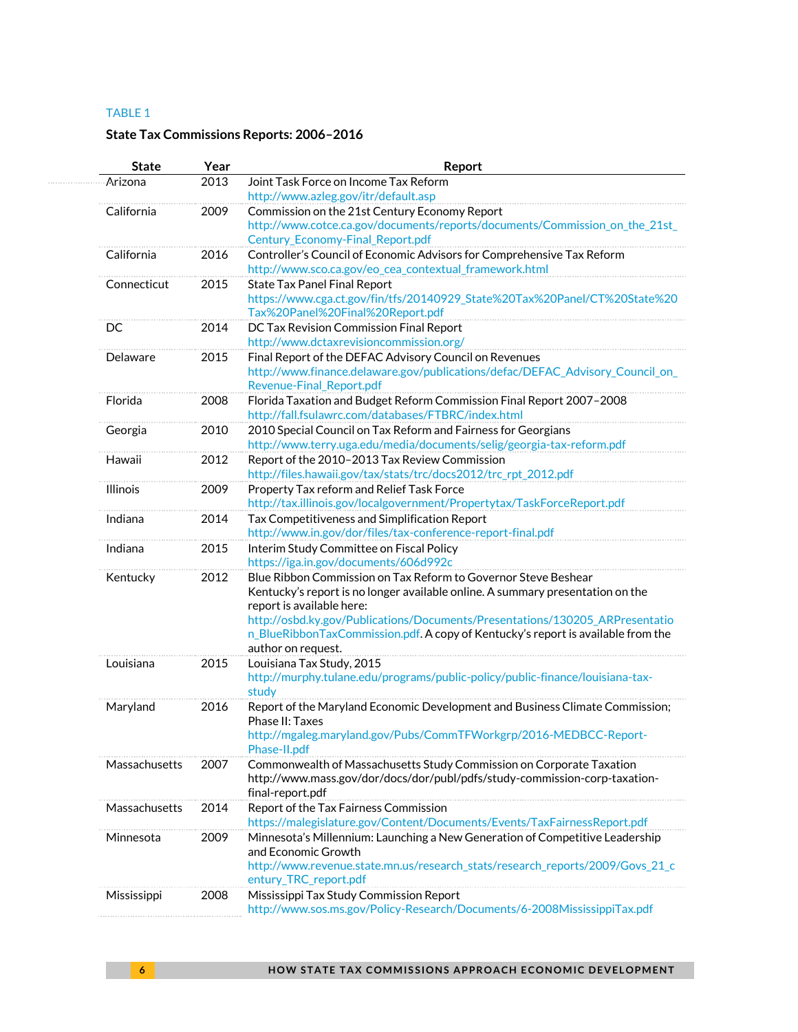TABLE 1

**State Tax Commissions Reports: 2006–2016**

| State | Year | Report |
|---|---|---|
| Arizona | 2013 | Joint Task Force on Income Tax Reform http://www.azleg.gov/itr/default.asp |
| California | 2009 | Commission on the 21st Century Economy Report http://www.cotce.ca.gov/documents/reports/documents/Commission_on_the_21st_Century_Economy-Final_Report.pdf |
| California | 2016 | Controller's Council of Economic Advisors for Comprehensive Tax Reform http://www.sco.ca.gov/eo_cea_contextual_framework.html |
| Connecticut | 2015 | State Tax Panel Final Report https://www.cga.ct.gov/fin/tfs/20140929_State%20Tax%20Panel/CT%20State%20Tax%20Panel%20Final%20Report.pdf |
| DC | 2014 | DC Tax Revision Commission Final Report http://www.dctaxrevisioncommission.org/ |
| Delaware | 2015 | Final Report of the DEFAC Advisory Council on Revenues http://www.finance.delaware.gov/publications/defac/DEFAC_Advisory_Council_on_Revenue-Final_Report.pdf |
| Florida | 2008 | Florida Taxation and Budget Reform Commission Final Report 2007–2008 http://fall.fsulawrc.com/databases/FTBRC/index.html |
| Georgia | 2010 | 2010 Special Council on Tax Reform and Fairness for Georgians http://www.terry.uga.edu/media/documents/selig/georgia-tax-reform.pdf |
| Hawaii | 2012 | Report of the 2010–2013 Tax Review Commission http://files.hawaii.gov/tax/stats/trc/docs2012/trc_rpt_2012.pdf |
| Illinois | 2009 | Property Tax reform and Relief Task Force http://tax.illinois.gov/localgovernment/Propertytax/TaskForceReport.pdf |
| Indiana | 2014 | Tax Competitiveness and Simplification Report http://www.in.gov/dor/files/tax-conference-report-final.pdf |
| Indiana | 2015 | Interim Study Committee on Fiscal Policy https://iga.in.gov/documents/606d992c |
| Kentucky | 2012 | Blue Ribbon Commission on Tax Reform to Governor Steve Beshear Kentucky's report is no longer available online. A summary presentation on the report is available here: http://osbd.ky.gov/Publications/Documents/Presentations/130205_ARPresentation_BlueRibbonTaxCommission.pdf. A copy of Kentucky's report is available from the author on request. |
| Louisiana | 2015 | Louisiana Tax Study, 2015 http://murphy.tulane.edu/programs/public-policy/public-finance/louisiana-tax-study |
| Maryland | 2016 | Report of the Maryland Economic Development and Business Climate Commission; Phase II: Taxes http://mgaleg.maryland.gov/Pubs/CommTFWorkgrp/2016-MEDBCC-Report-Phase-II.pdf |
| Massachusetts | 2007 | Commonwealth of Massachusetts Study Commission on Corporate Taxation http://www.mass.gov/dor/docs/dor/publ/pdfs/study-commission-corp-taxation-final-report.pdf |
| Massachusetts | 2014 | Report of the Tax Fairness Commission https://malegislature.gov/Content/Documents/Events/TaxFairnessReport.pdf |
| Minnesota | 2009 | Minnesota's Millennium: Launching a New Generation of Competitive Leadership and Economic Growth http://www.revenue.state.mn.us/research_stats/research_reports/2009/Govs_21_century_TRC_report.pdf |
| Mississippi | 2008 | Mississippi Tax Study Commission Report http://www.sos.ms.gov/Policy-Research/Documents/6-2008MississippiTax.pdf |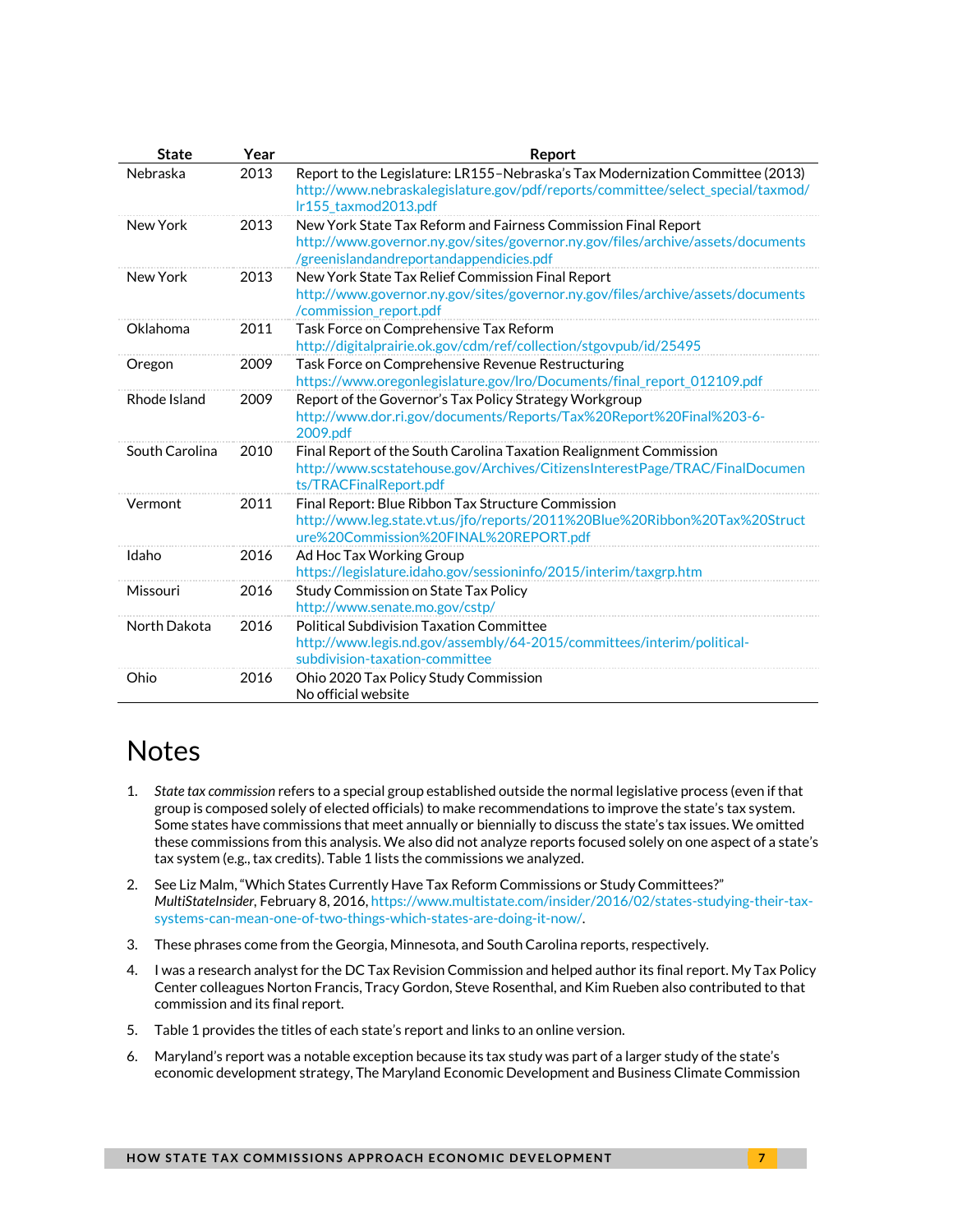| State | Year | Report |
| --- | --- | --- |
| Nebraska | 2013 | Report to the Legislature: LR155–Nebraska's Tax Modernization Committee (2013) http://www.nebraskalegislature.gov/pdf/reports/committee/select_special/taxmod/lr155_taxmod2013.pdf |
| New York | 2013 | New York State Tax Reform and Fairness Commission Final Report http://www.governor.ny.gov/sites/governor.ny.gov/files/archive/assets/documents/greenislandandreportandappendicies.pdf |
| New York | 2013 | New York State Tax Relief Commission Final Report http://www.governor.ny.gov/sites/governor.ny.gov/files/archive/assets/documents/commission_report.pdf |
| Oklahoma | 2011 | Task Force on Comprehensive Tax Reform http://digitalprairie.ok.gov/cdm/ref/collection/stgovpub/id/25495 |
| Oregon | 2009 | Task Force on Comprehensive Revenue Restructuring https://www.oregonlegislature.gov/lro/Documents/final_report_012109.pdf |
| Rhode Island | 2009 | Report of the Governor's Tax Policy Strategy Workgroup http://www.dor.ri.gov/documents/Reports/Tax%20Report%20Final%203-6-2009.pdf |
| South Carolina | 2010 | Final Report of the South Carolina Taxation Realignment Commission http://www.scstatehouse.gov/Archives/CitizensInterestPage/TRAC/FinalDocuments/TRACFinalReport.pdf |
| Vermont | 2011 | Final Report: Blue Ribbon Tax Structure Commission http://www.leg.state.vt.us/jfo/reports/2011%20Blue%20Ribbon%20Tax%20Structure%20Commission%20FINAL%20REPORT.pdf |
| Idaho | 2016 | Ad Hoc Tax Working Group https://legislature.idaho.gov/sessioninfo/2015/interim/taxgrp.htm |
| Missouri | 2016 | Study Commission on State Tax Policy http://www.senate.mo.gov/cstp/ |
| North Dakota | 2016 | Political Subdivision Taxation Committee http://www.legis.nd.gov/assembly/64-2015/committees/interim/political-subdivision-taxation-committee |
| Ohio | 2016 | Ohio 2020 Tax Policy Study Commission No official website |

# Notes

1. *State tax commission* refers to a special group established outside the normal legislative process (even if that group is composed solely of elected officials) to make recommendations to improve the state's tax system. Some states have commissions that meet annually or biennially to discuss the state's tax issues. We omitted these commissions from this analysis. We also did not analyze reports focused solely on one aspect of a state's tax system (e.g., tax credits). Table 1 lists the commissions we analyzed.
2. See Liz Malm, "Which States Currently Have Tax Reform Commissions or Study Committees?" *MultiStateInsider*, February 8, 2016, https://www.multistate.com/insider/2016/02/states-studying-their-tax-systems-can-mean-one-of-two-things-which-states-are-doing-it-now/.
3. These phrases come from the Georgia, Minnesota, and South Carolina reports, respectively.
4. I was a research analyst for the DC Tax Revision Commission and helped author its final report. My Tax Policy Center colleagues Norton Francis, Tracy Gordon, Steve Rosenthal, and Kim Rueben also contributed to that commission and its final report.
5. Table 1 provides the titles of each state's report and links to an online version.
6. Maryland's report was a notable exception because its tax study was part of a larger study of the state's economic development strategy, The Maryland Economic Development and Business Climate Commission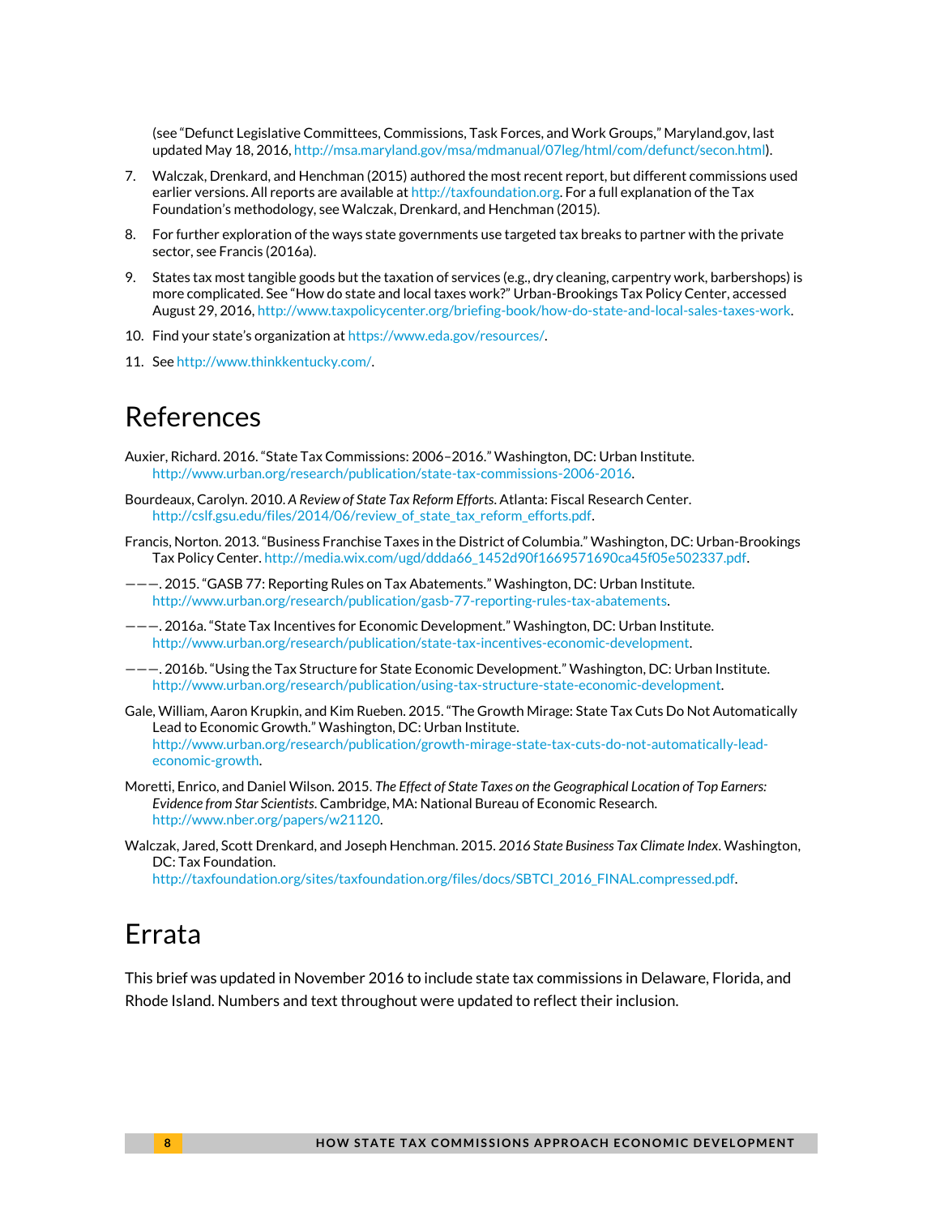(see "Defunct Legislative Committees, Commissions, Task Forces, and Work Groups," Maryland.gov, last updated May 18, 2016, http://msa.maryland.gov/msa/mdmanual/07leg/html/com/defunct/secon.html).

7. Walczak, Drenkard, and Henchman (2015) authored the most recent report, but different commissions used earlier versions. All reports are available at http://taxfoundation.org. For a full explanation of the Tax Foundation's methodology, see Walczak, Drenkard, and Henchman (2015).
8. For further exploration of the ways state governments use targeted tax breaks to partner with the private sector, see Francis (2016a).
9. States tax most tangible goods but the taxation of services (e.g., dry cleaning, carpentry work, barbershops) is more complicated. See "How do state and local taxes work?" Urban-Brookings Tax Policy Center, accessed August 29, 2016, http://www.taxpolicycenter.org/briefing-book/how-do-state-and-local-sales-taxes-work.
10. Find your state's organization at https://www.eda.gov/resources/.
11. See http://www.thinkkentucky.com/.

# References

Auxier, Richard. 2016. "State Tax Commissions: 2006–2016." Washington, DC: Urban Institute. http://www.urban.org/research/publication/state-tax-commissions-2006-2016.

Bourdeaux, Carolyn. 2010. *A Review of State Tax Reform Efforts*. Atlanta: Fiscal Research Center. http://cslf.gsu.edu/files/2014/06/review_of_state_tax_reform_efforts.pdf.

Francis, Norton. 2013. "Business Franchise Taxes in the District of Columbia." Washington, DC: Urban-Brookings Tax Policy Center. http://media.wix.com/ugd/ddda66_1452d90f1669571690ca45f05e502337.pdf.

———. 2015. "GASB 77: Reporting Rules on Tax Abatements." Washington, DC: Urban Institute. http://www.urban.org/research/publication/gasb-77-reporting-rules-tax-abatements.

———. 2016a. "State Tax Incentives for Economic Development." Washington, DC: Urban Institute. http://www.urban.org/research/publication/state-tax-incentives-economic-development.

———. 2016b. "Using the Tax Structure for State Economic Development." Washington, DC: Urban Institute. http://www.urban.org/research/publication/using-tax-structure-state-economic-development.

Gale, William, Aaron Krupkin, and Kim Rueben. 2015. "The Growth Mirage: State Tax Cuts Do Not Automatically Lead to Economic Growth." Washington, DC: Urban Institute. http://www.urban.org/research/publication/growth-mirage-state-tax-cuts-do-not-automatically-lead-economic-growth.

Moretti, Enrico, and Daniel Wilson. 2015. *The Effect of State Taxes on the Geographical Location of Top Earners: Evidence from Star Scientists*. Cambridge, MA: National Bureau of Economic Research. http://www.nber.org/papers/w21120.

Walczak, Jared, Scott Drenkard, and Joseph Henchman. 2015. *2016 State Business Tax Climate Index*. Washington, DC: Tax Foundation. http://taxfoundation.org/sites/taxfoundation.org/files/docs/SBTCI_2016_FINAL.compressed.pdf.

# Errata

This brief was updated in November 2016 to include state tax commissions in Delaware, Florida, and Rhode Island. Numbers and text throughout were updated to reflect their inclusion.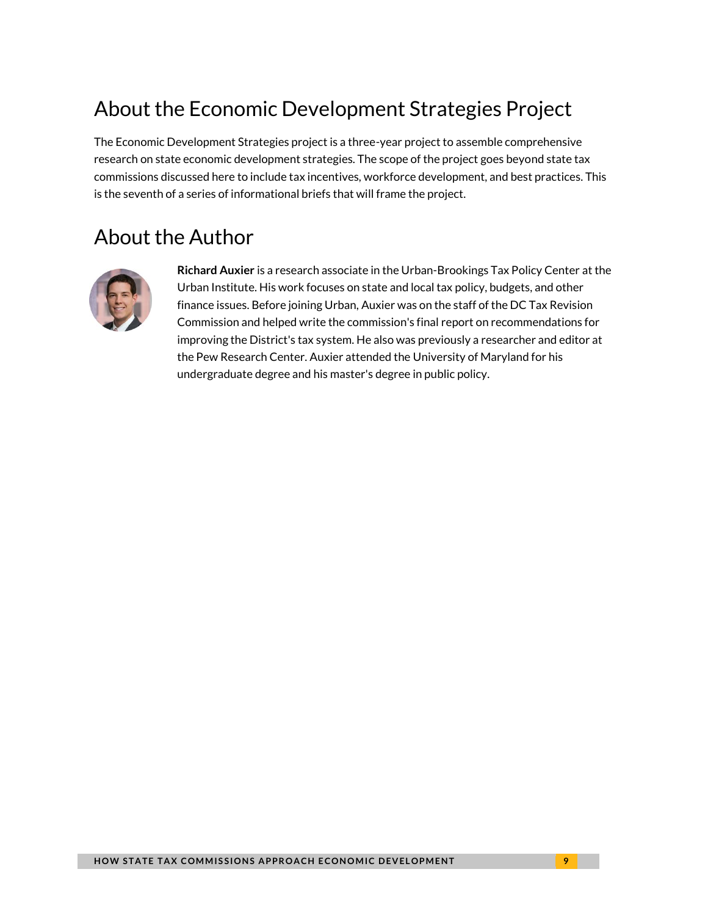## About the Economic Development Strategies Project

The Economic Development Strategies project is a three-year project to assemble comprehensive research on state economic development strategies. The scope of the project goes beyond state tax commissions discussed here to include tax incentives, workforce development, and best practices. This is the seventh of a series of informational briefs that will frame the project.

## About the Author

**Richard Auxier** is a research associate in the Urban-Brookings Tax Policy Center at the Urban Institute. His work focuses on state and local tax policy, budgets, and other finance issues. Before joining Urban, Auxier was on the staff of the DC Tax Revision Commission and helped write the commission's final report on recommendations for improving the District's tax system. He also was previously a researcher and editor at the Pew Research Center. Auxier attended the University of Maryland for his undergraduate degree and his master's degree in public policy.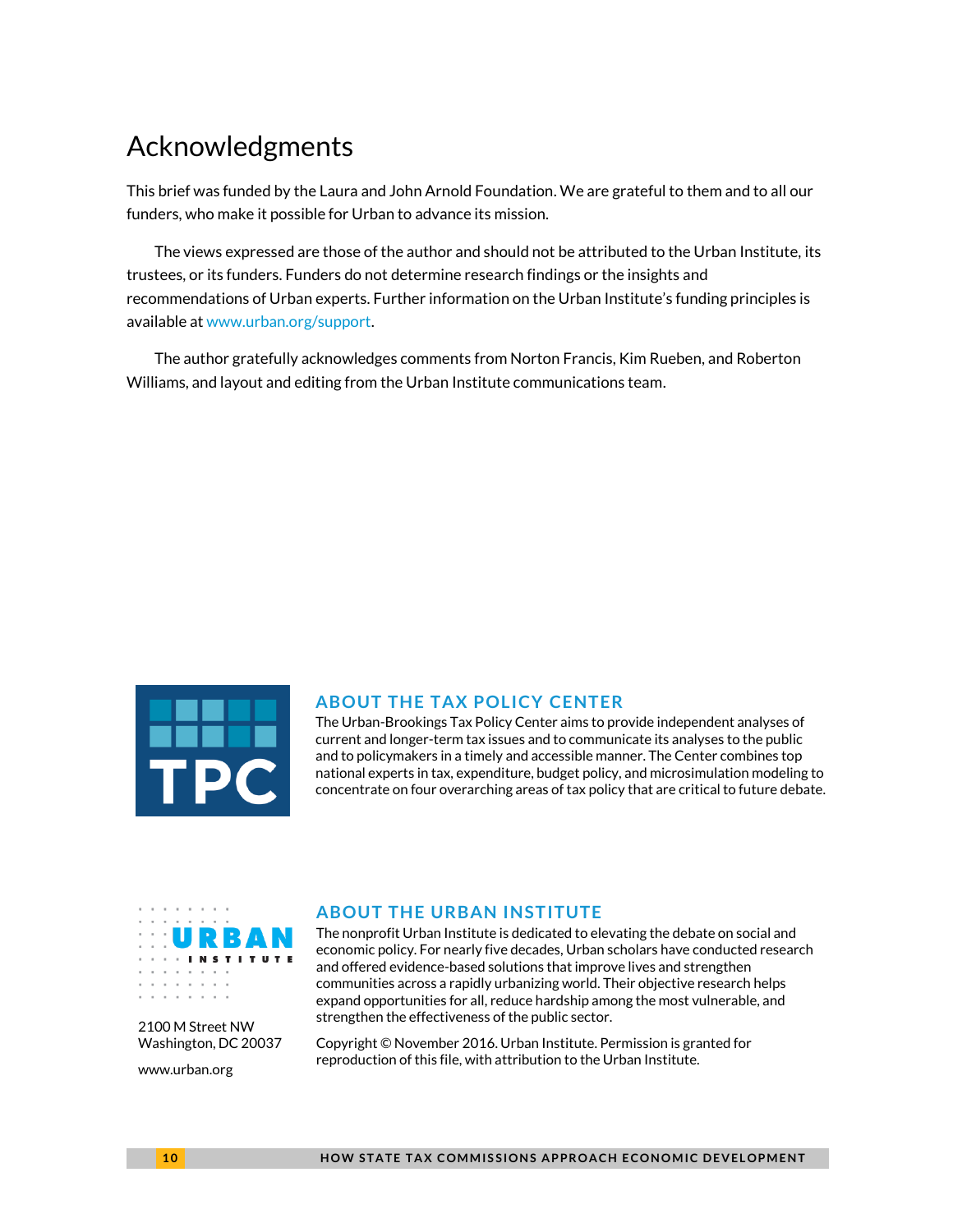# Acknowledgments

This brief was funded by the Laura and John Arnold Foundation. We are grateful to them and to all our funders, who make it possible for Urban to advance its mission.

The views expressed are those of the author and should not be attributed to the Urban Institute, its trustees, or its funders. Funders do not determine research findings or the insights and recommendations of Urban experts. Further information on the Urban Institute's funding principles is available at www.urban.org/support.

The author gratefully acknowledges comments from Norton Francis, Kim Rueben, and Roberton Williams, and layout and editing from the Urban Institute communications team.

TPC

## ABOUT THE TAX POLICY CENTER

The Urban-Brookings Tax Policy Center aims to provide independent analyses of current and longer-term tax issues and to communicate its analyses to the public and to policymakers in a timely and accessible manner. The Center combines top national experts in tax, expenditure, budget policy, and microsimulation modeling to concentrate on four overarching areas of tax policy that are critical to future debate.

URBAN INSTITUTE

2100 M Street NW
Washington, DC 20037

www.urban.org

## ABOUT THE URBAN INSTITUTE

The nonprofit Urban Institute is dedicated to elevating the debate on social and economic policy. For nearly five decades, Urban scholars have conducted research and offered evidence-based solutions that improve lives and strengthen communities across a rapidly urbanizing world. Their objective research helps expand opportunities for all, reduce hardship among the most vulnerable, and strengthen the effectiveness of the public sector.

Copyright © November 2016. Urban Institute. Permission is granted for reproduction of this file, with attribution to the Urban Institute.